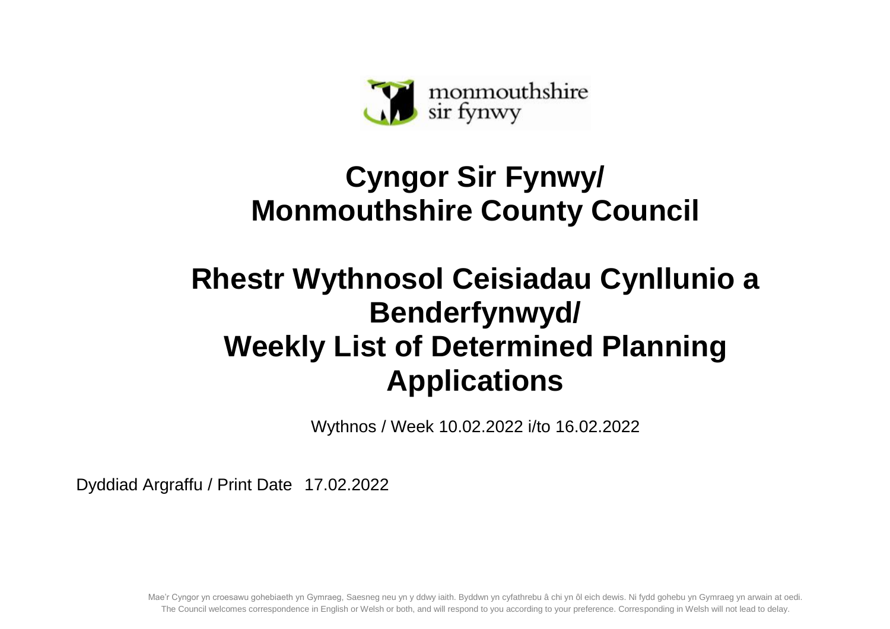monmouthshire
sir fynwy

# Cyngor Sir Fynwy/ Monmouthshire County Council

# Rhestr Wythnosol Ceisiadau Cynllunio a Benderfynwyd/ Weekly List of Determined Planning Applications

Wythnos / Week 10.02.2022 i/to 16.02.2022

Dyddiad Argraffu / Print Date 17.02.2022

Mae'r Cyngor yn croesawu gohebiaeth yn Gymraeg, Saesneg neu yn y ddwy iaith. Byddwn yn cyfathrebu â chi yn ôl eich dewis. Ni fydd gohebu yn Gymraeg yn arwain at oedi.
The Council welcomes correspondence in English or Welsh or both, and will respond to you according to your preference. Corresponding in Welsh will not lead to delay.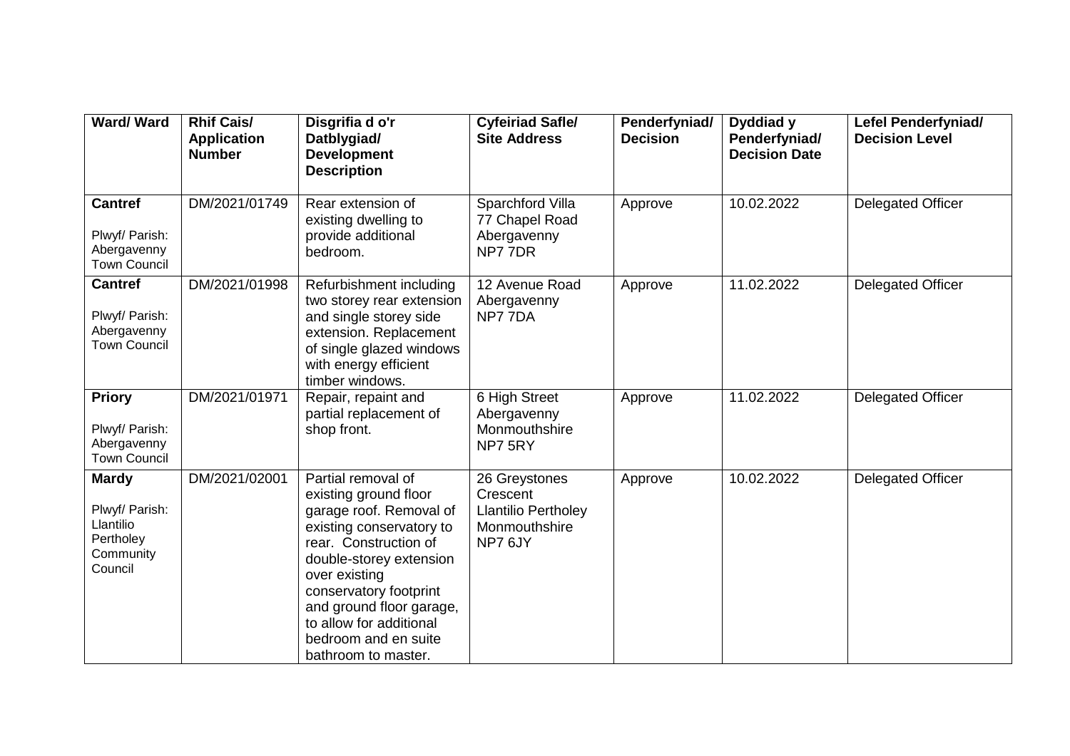| Ward/ Ward | Rhif Cais/ Application Number | Disgrifia d o'r Datblygiad/ Development Description | Cyfeiriad Safle/ Site Address | Penderfyniad/ Decision | Dyddiad y Penderfyniad/ Decision Date | Lefel Penderfyniad/ Decision Level |
|---|---|---|---|---|---|---|
| **Cantref** Plwyf/ Parish: Abergavenny Town Council | DM/2021/01749 | Rear extension of existing dwelling to provide additional bedroom. | Sparchford Villa 77 Chapel Road Abergavenny NP7 7DR | Approve | 10.02.2022 | Delegated Officer |
| **Cantref** Plwyf/ Parish: Abergavenny Town Council | DM/2021/01998 | Refurbishment including two storey rear extension and single storey side extension. Replacement of single glazed windows with energy efficient timber windows. | 12 Avenue Road Abergavenny NP7 7DA | Approve | 11.02.2022 | Delegated Officer |
| **Priory** Plwyf/ Parish: Abergavenny Town Council | DM/2021/01971 | Repair, repaint and partial replacement of shop front. | 6 High Street Abergavenny Monmouthshire NP7 5RY | Approve | 11.02.2022 | Delegated Officer |
| **Mardy** Plwyf/ Parish: Llantilio Pertholey Community Council | DM/2021/02001 | Partial removal of existing ground floor garage roof. Removal of existing conservatory to rear. Construction of double-storey extension over existing conservatory footprint and ground floor garage, to allow for additional bedroom and en suite bathroom to master. | 26 Greystones Crescent Llantilio Pertholey Monmouthshire NP7 6JY | Approve | 10.02.2022 | Delegated Officer |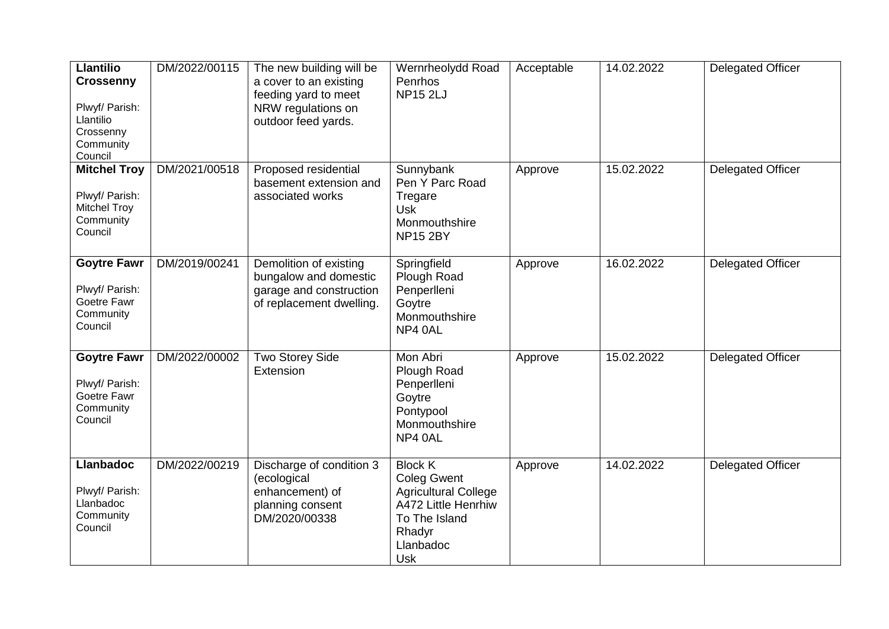| | | | | | | |
|---|---|---|---|---|---|---|
| **Llantilio Crossenny**<br><br>Plwyf/ Parish: Llantilio Crossenny Community Council | DM/2022/00115 | The new building will be a cover to an existing feeding yard to meet NRW regulations on outdoor feed yards. | Wernrheolydd Road<br>Penrhos<br>NP15 2LJ | Acceptable | 14.02.2022 | Delegated Officer |
| **Mitchel Troy**<br><br>Plwyf/ Parish: Mitchel Troy Community Council | DM/2021/00518 | Proposed residential basement extension and associated works | Sunnybank<br>Pen Y Parc Road<br>Tregare<br>Usk<br>Monmouthshire<br>NP15 2BY | Approve | 15.02.2022 | Delegated Officer |
| **Goytre Fawr**<br><br>Plwyf/ Parish: Goetre Fawr Community Council | DM/2019/00241 | Demolition of existing bungalow and domestic garage and construction of replacement dwelling. | Springfield<br>Plough Road<br>Penperlleni<br>Goytre<br>Monmouthshire<br>NP4 0AL | Approve | 16.02.2022 | Delegated Officer |
| **Goytre Fawr**<br><br>Plwyf/ Parish: Goetre Fawr Community Council | DM/2022/00002 | Two Storey Side Extension | Mon Abri<br>Plough Road<br>Penperlleni<br>Goytre<br>Pontypool<br>Monmouthshire<br>NP4 0AL | Approve | 15.02.2022 | Delegated Officer |
| **Llanbadoc**<br><br>Plwyf/ Parish: Llanbadoc Community Council | DM/2022/00219 | Discharge of condition 3 (ecological enhancement) of planning consent DM/2020/00338 | Block K<br>Coleg Gwent Agricultural College<br>A472 Little Henrhiw To The Island<br>Rhadyr<br>Llanbadoc<br>Usk | Approve | 14.02.2022 | Delegated Officer |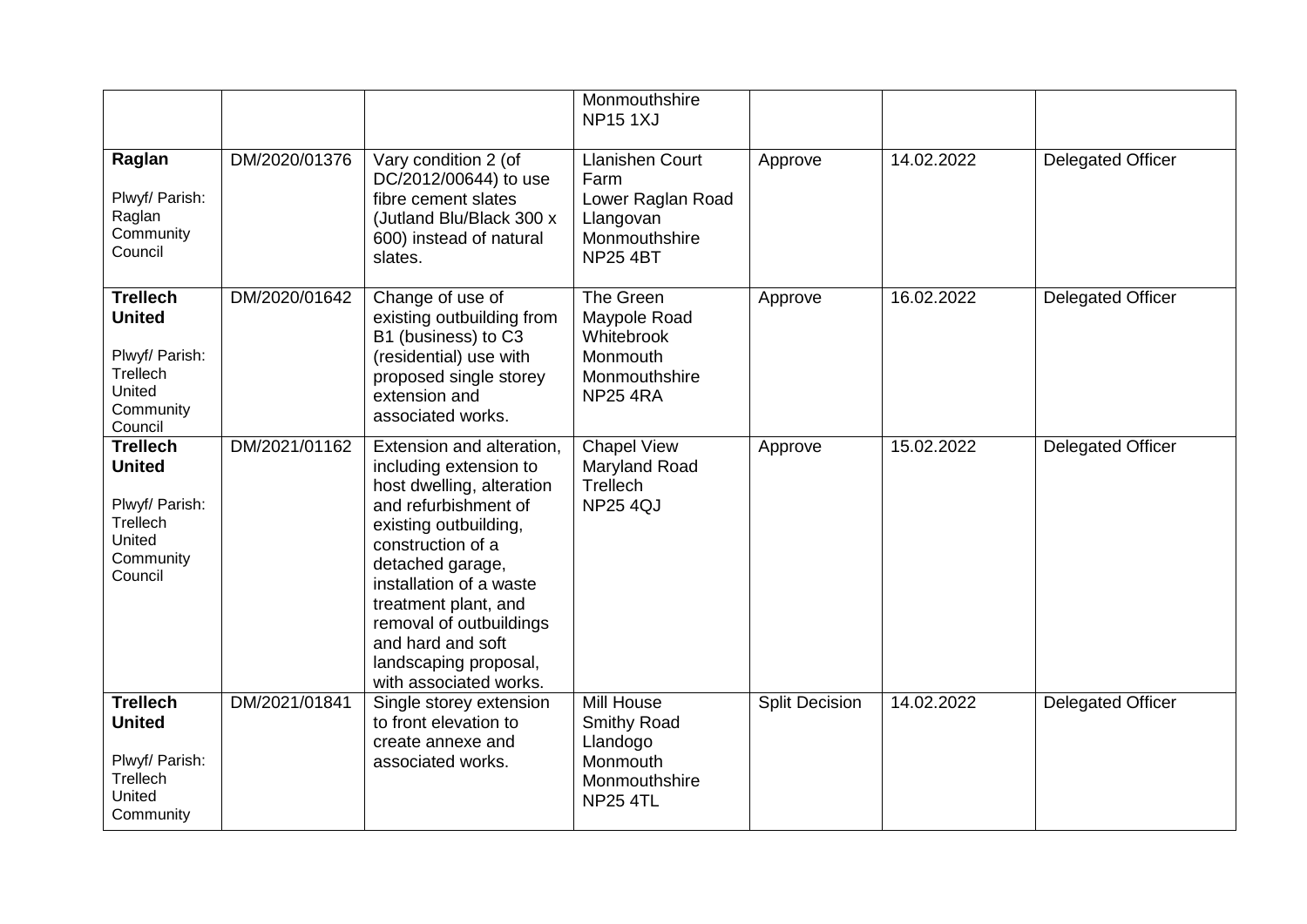| | | | | | | |
|---|---|---|---|---|---|---|
| | | | Monmouthshire NP15 1XJ | | | |
| **Raglan** Plwyf/ Parish: Raglan Community Council | DM/2020/01376 | Vary condition 2 (of DC/2012/00644) to use fibre cement slates (Jutland Blu/Black 300 x 600) instead of natural slates. | Llanishen Court Farm Lower Raglan Road Llangovan Monmouthshire NP25 4BT | Approve | 14.02.2022 | Delegated Officer |
| **Trellech United** Plwyf/ Parish: Trellech United Community Council | DM/2020/01642 | Change of use of existing outbuilding from B1 (business) to C3 (residential) use with proposed single storey extension and associated works. | The Green Maypole Road Whitebrook Monmouth Monmouthshire NP25 4RA | Approve | 16.02.2022 | Delegated Officer |
| **Trellech United** Plwyf/ Parish: Trellech United Community Council | DM/2021/01162 | Extension and alteration, including extension to host dwelling, alteration and refurbishment of existing outbuilding, construction of a detached garage, installation of a waste treatment plant, and removal of outbuildings and hard and soft landscaping proposal, with associated works. | Chapel View Maryland Road Trellech NP25 4QJ | Approve | 15.02.2022 | Delegated Officer |
| **Trellech United** Plwyf/ Parish: Trellech United Community | DM/2021/01841 | Single storey extension to front elevation to create annexe and associated works. | Mill House Smithy Road Llandogo Monmouth Monmouthshire NP25 4TL | Split Decision | 14.02.2022 | Delegated Officer |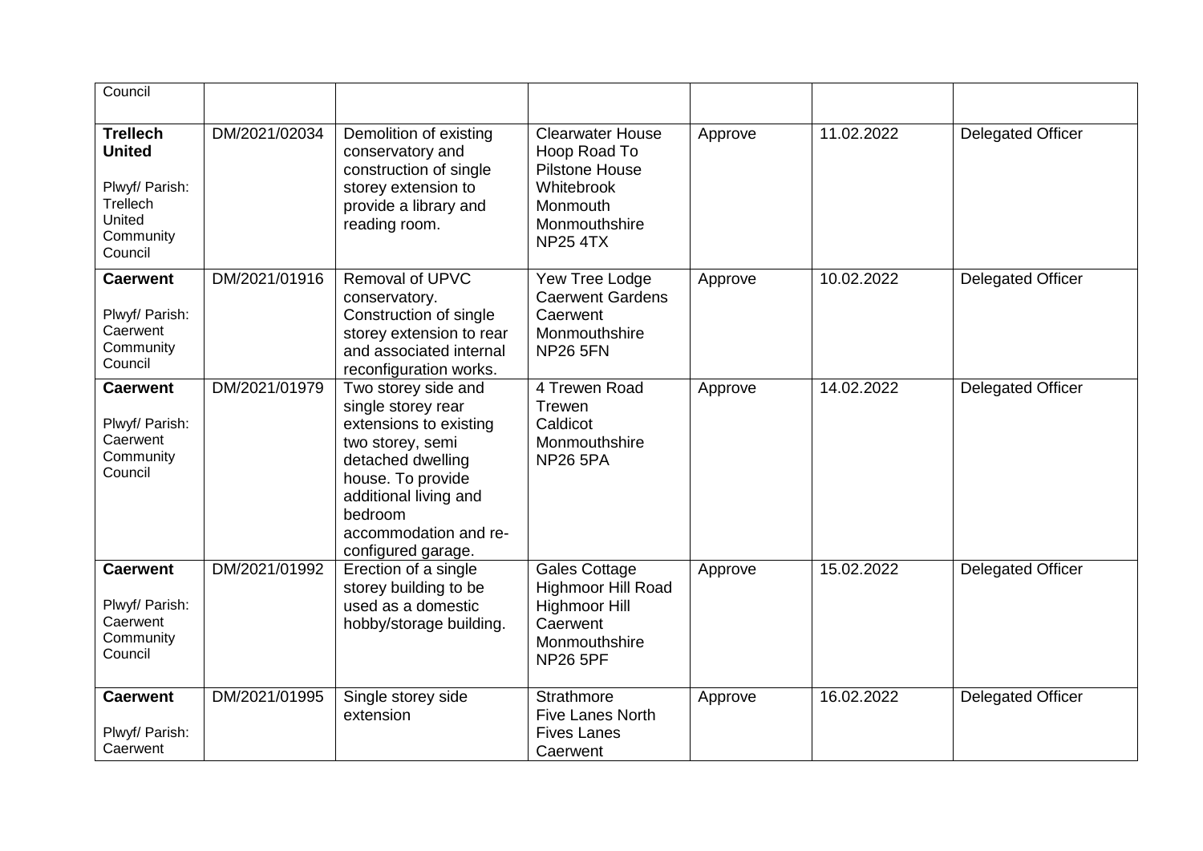| Council | | | | | | |
|---|---|---|---|---|---|---|
| **Trellech United** Plwyf/ Parish: Trellech United Community Council | DM/2021/02034 | Demolition of existing conservatory and construction of single storey extension to provide a library and reading room. | Clearwater House Hoop Road To Pilstone House Whitebrook Monmouth Monmouthshire NP25 4TX | Approve | 11.02.2022 | Delegated Officer |
| **Caerwent** Plwyf/ Parish: Caerwent Community Council | DM/2021/01916 | Removal of UPVC conservatory. Construction of single storey extension to rear and associated internal reconfiguration works. | Yew Tree Lodge Caerwent Gardens Caerwent Monmouthshire NP26 5FN | Approve | 10.02.2022 | Delegated Officer |
| **Caerwent** Plwyf/ Parish: Caerwent Community Council | DM/2021/01979 | Two storey side and single storey rear extensions to existing two storey, semi detached dwelling house. To provide additional living and bedroom accommodation and re-configured garage. | 4 Trewen Road Trewen Caldicot Monmouthshire NP26 5PA | Approve | 14.02.2022 | Delegated Officer |
| **Caerwent** Plwyf/ Parish: Caerwent Community Council | DM/2021/01992 | Erection of a single storey building to be used as a domestic hobby/storage building. | Gales Cottage Highmoor Hill Road Highmoor Hill Caerwent Monmouthshire NP26 5PF | Approve | 15.02.2022 | Delegated Officer |
| **Caerwent** Plwyf/ Parish: Caerwent | DM/2021/01995 | Single storey side extension | Strathmore Five Lanes North Fives Lanes Caerwent | Approve | 16.02.2022 | Delegated Officer |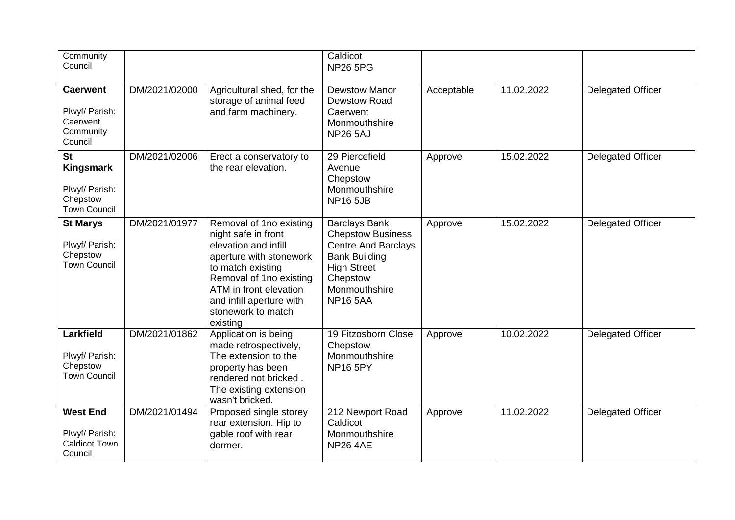| | | | | | | |
|---|---|---|---|---|---|---|
| Community Council | | | Caldicot NP26 5PG | | | |
| **Caerwent** Plwyf/ Parish: Caerwent Community Council | DM/2021/02000 | Agricultural shed, for the storage of animal feed and farm machinery. | Dewstow Manor Dewstow Road Caerwent Monmouthshire NP26 5AJ | Acceptable | 11.02.2022 | Delegated Officer |
| **St Kingsmark** Plwyf/ Parish: Chepstow Town Council | DM/2021/02006 | Erect a conservatory to the rear elevation. | 29 Piercefield Avenue Chepstow Monmouthshire NP16 5JB | Approve | 15.02.2022 | Delegated Officer |
| **St Marys** Plwyf/ Parish: Chepstow Town Council | DM/2021/01977 | Removal of 1no existing night safe in front elevation and infill aperture with stonework to match existing Removal of 1no existing ATM in front elevation and infill aperture with stonework to match existing | Barclays Bank Chepstow Business Centre And Barclays Bank Building High Street Chepstow Monmouthshire NP16 5AA | Approve | 15.02.2022 | Delegated Officer |
| **Larkfield** Plwyf/ Parish: Chepstow Town Council | DM/2021/01862 | Application is being made retrospectively, The extension to the property has been rendered not bricked . The existing extension wasn't bricked. | 19 Fitzosborn Close Chepstow Monmouthshire NP16 5PY | Approve | 10.02.2022 | Delegated Officer |
| **West End** Plwyf/ Parish: Caldicot Town Council | DM/2021/01494 | Proposed single storey rear extension. Hip to gable roof with rear dormer. | 212 Newport Road Caldicot Monmouthshire NP26 4AE | Approve | 11.02.2022 | Delegated Officer |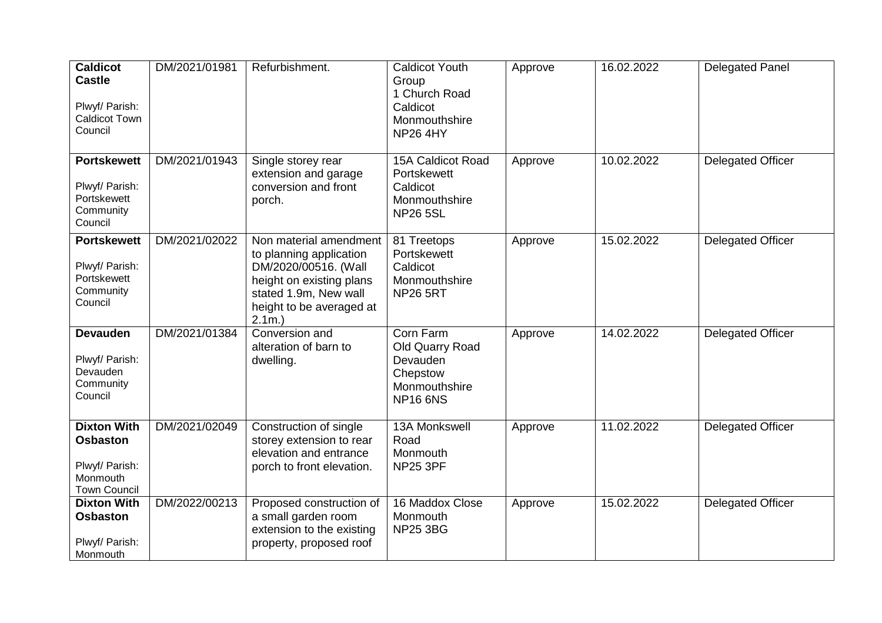| **Caldicot Castle**<br><br>Plwyf/ Parish: Caldicot Town Council | DM/2021/01981 | Refurbishment. | Caldicot Youth Group<br>1 Church Road<br>Caldicot<br>Monmouthshire<br>NP26 4HY | Approve | 16.02.2022 | Delegated Panel |
|---|---|---|---|---|---|---|
| **Portskewett**<br><br>Plwyf/ Parish: Portskewett Community Council | DM/2021/01943 | Single storey rear extension and garage conversion and front porch. | 15A Caldicot Road<br>Portskewett<br>Caldicot<br>Monmouthshire<br>NP26 5SL | Approve | 10.02.2022 | Delegated Officer |
| **Portskewett**<br><br>Plwyf/ Parish: Portskewett Community Council | DM/2021/02022 | Non material amendment to planning application DM/2020/00516. (Wall height on existing plans stated 1.9m, New wall height to be averaged at 2.1m.) | 81 Treetops<br>Portskewett<br>Caldicot<br>Monmouthshire<br>NP26 5RT | Approve | 15.02.2022 | Delegated Officer |
| **Devauden**<br><br>Plwyf/ Parish: Devauden Community Council | DM/2021/01384 | Conversion and alteration of barn to dwelling. | Corn Farm<br>Old Quarry Road<br>Devauden<br>Chepstow<br>Monmouthshire<br>NP16 6NS | Approve | 14.02.2022 | Delegated Officer |
| **Dixton With Osbaston**<br><br>Plwyf/ Parish: Monmouth Town Council | DM/2021/02049 | Construction of single storey extension to rear elevation and entrance porch to front elevation. | 13A Monkswell Road<br>Monmouth<br>NP25 3PF | Approve | 11.02.2022 | Delegated Officer |
| **Dixton With Osbaston**<br><br>Plwyf/ Parish: Monmouth | DM/2022/00213 | Proposed construction of a small garden room extension to the existing property, proposed roof | 16 Maddox Close<br>Monmouth<br>NP25 3BG | Approve | 15.02.2022 | Delegated Officer |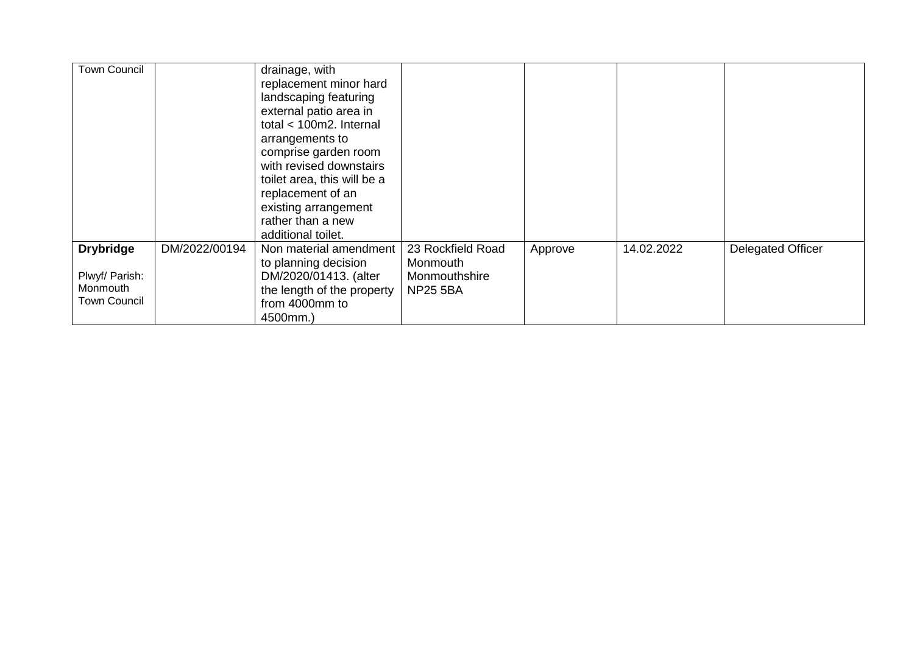| | | | | | | |
|---|---|---|---|---|---|---|
| Town Council | | drainage, with replacement minor hard landscaping featuring external patio area in total < 100m2. Internal arrangements to comprise garden room with revised downstairs toilet area, this will be a replacement of an existing arrangement rather than a new additional toilet. | | | | |
| **Drybridge**<br><br>Plwyf/ Parish: Monmouth Town Council | DM/2022/00194 | Non material amendment to planning decision DM/2020/01413. (alter the length of the property from 4000mm to 4500mm.) | 23 Rockfield Road Monmouth Monmouthshire NP25 5BA | Approve | 14.02.2022 | Delegated Officer |